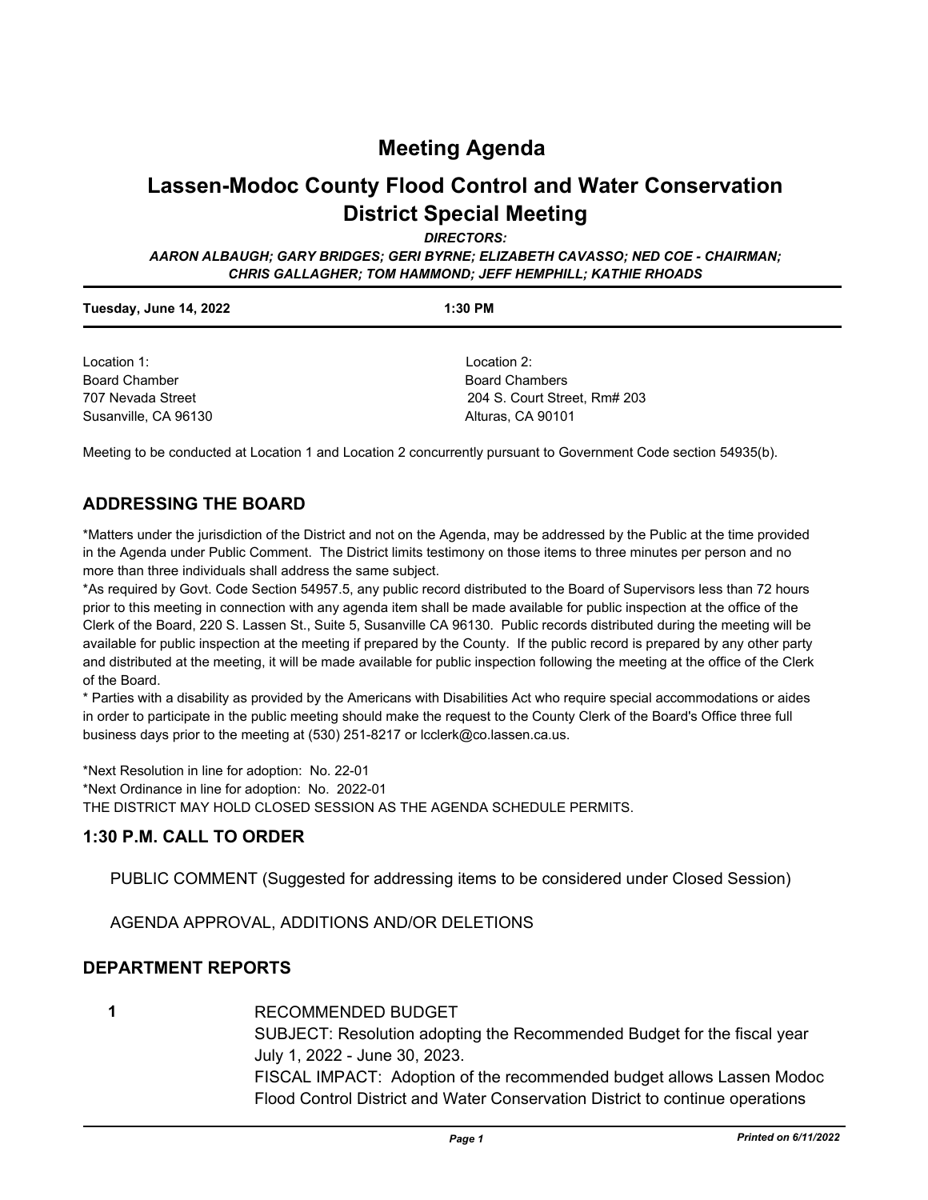# Meeting Agenda

# Lassen-Modoc County Flood Control and Water Conservation District Special Meeting

***DIRECTORS:***

***AARON ALBAUGH; GARY BRIDGES; GERI BYRNE; ELIZABETH CAVASSO; NED COE - CHAIRMAN; CHRIS GALLAGHER; TOM HAMMOND; JEFF HEMPHILL; KATHIE RHOADS***

**Tuesday, June 14, 2022** **1:30 PM**

Location 1:
Board Chamber
707 Nevada Street
Susanville, CA 96130

Location 2:
Board Chambers
204 S. Court Street, Rm# 203
Alturas, CA 90101

Meeting to be conducted at Location 1 and Location 2 concurrently pursuant to Government Code section 54935(b).

## ADDRESSING THE BOARD

*Matters under the jurisdiction of the District and not on the Agenda, may be addressed by the Public at the time provided in the Agenda under Public Comment. The District limits testimony on those items to three minutes per person and no more than three individuals shall address the same subject.

*As required by Govt. Code Section 54957.5, any public record distributed to the Board of Supervisors less than 72 hours prior to this meeting in connection with any agenda item shall be made available for public inspection at the office of the Clerk of the Board, 220 S. Lassen St., Suite 5, Susanville CA 96130. Public records distributed during the meeting will be available for public inspection at the meeting if prepared by the County. If the public record is prepared by any other party and distributed at the meeting, it will be made available for public inspection following the meeting at the office of the Clerk of the Board.

* Parties with a disability as provided by the Americans with Disabilities Act who require special accommodations or aides in order to participate in the public meeting should make the request to the County Clerk of the Board's Office three full business days prior to the meeting at (530) 251-8217 or lcclerk@co.lassen.ca.us.

*Next Resolution in line for adoption: No. 22-01
*Next Ordinance in line for adoption: No. 2022-01
THE DISTRICT MAY HOLD CLOSED SESSION AS THE AGENDA SCHEDULE PERMITS.

## 1:30 P.M. CALL TO ORDER

PUBLIC COMMENT (Suggested for addressing items to be considered under Closed Session)

AGENDA APPROVAL, ADDITIONS AND/OR DELETIONS

## DEPARTMENT REPORTS

**1** RECOMMENDED BUDGET
SUBJECT: Resolution adopting the Recommended Budget for the fiscal year July 1, 2022 - June 30, 2023.
FISCAL IMPACT: Adoption of the recommended budget allows Lassen Modoc Flood Control District and Water Conservation District to continue operations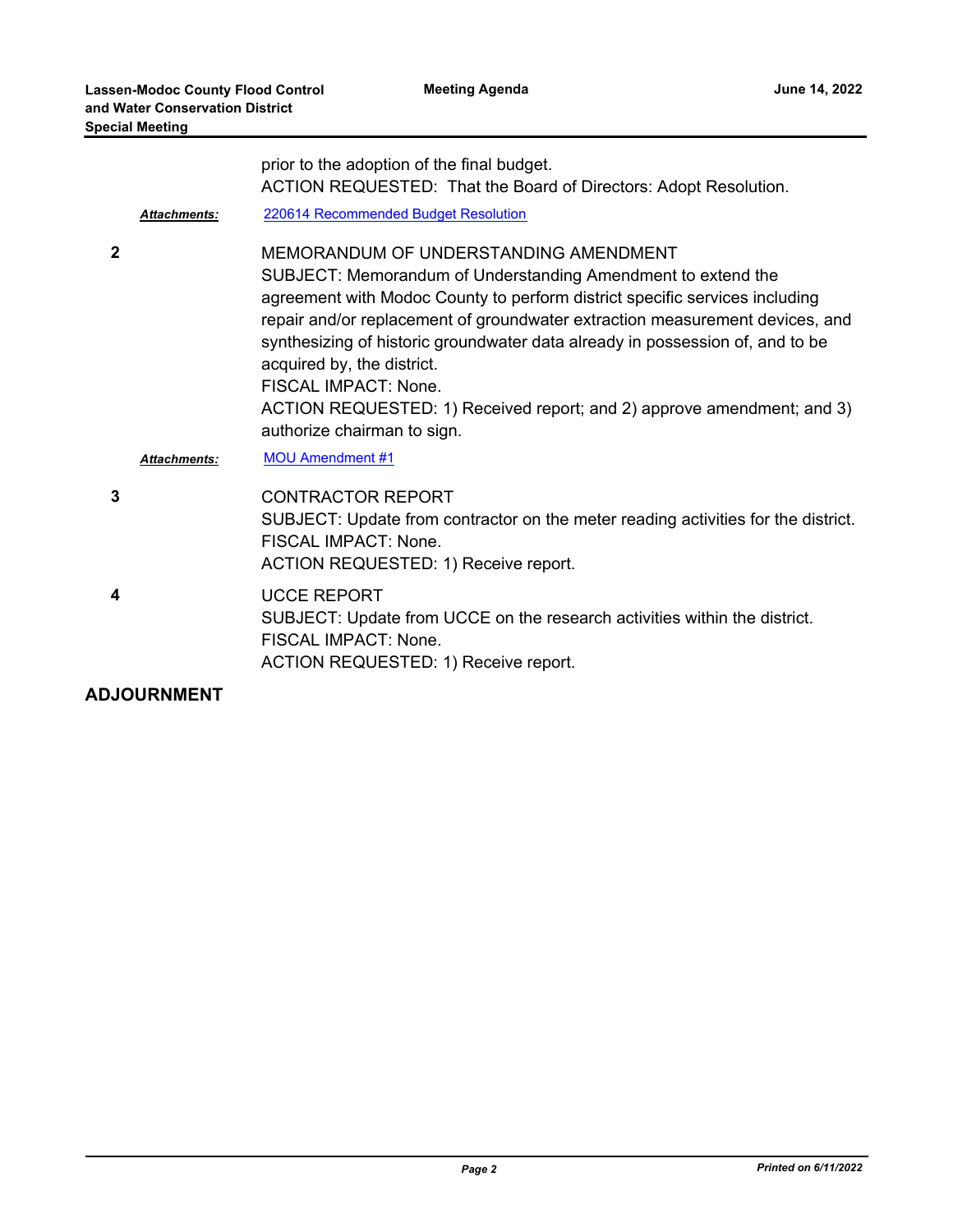prior to the adoption of the final budget.
ACTION REQUESTED: That the Board of Directors: Adopt Resolution.

***Attachments:*** 220614 Recommended Budget Resolution

**2** MEMORANDUM OF UNDERSTANDING AMENDMENT
SUBJECT: Memorandum of Understanding Amendment to extend the agreement with Modoc County to perform district specific services including repair and/or replacement of groundwater extraction measurement devices, and synthesizing of historic groundwater data already in possession of, and to be acquired by, the district.
FISCAL IMPACT: None.
ACTION REQUESTED: 1) Received report; and 2) approve amendment; and 3) authorize chairman to sign.

***Attachments:*** MOU Amendment #1

**3** CONTRACTOR REPORT
SUBJECT: Update from contractor on the meter reading activities for the district.
FISCAL IMPACT: None.
ACTION REQUESTED: 1) Receive report.

**4** UCCE REPORT
SUBJECT: Update from UCCE on the research activities within the district.
FISCAL IMPACT: None.
ACTION REQUESTED: 1) Receive report.

## ADJOURNMENT